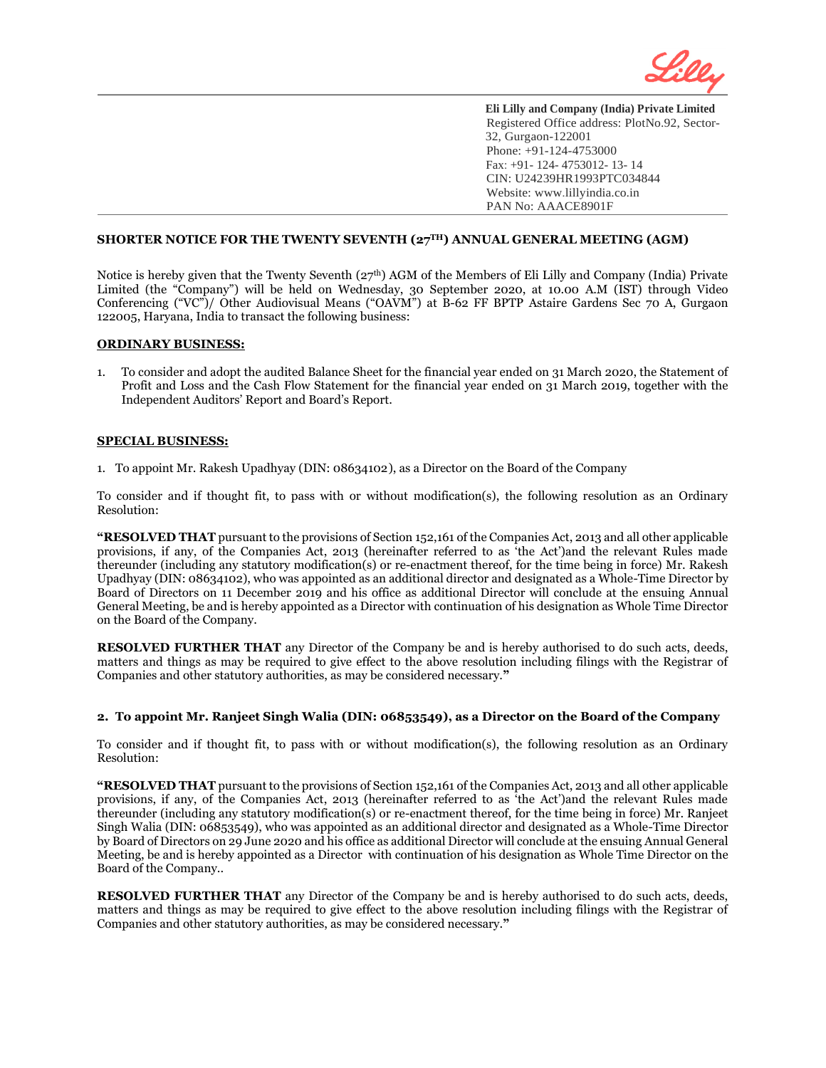**Eli Lilly and Company (India) Private Limited**
Registered Office address: PlotNo.92, Sector-32, Gurgaon-122001
Phone: +91-124-4753000
Fax: +91- 124- 4753012- 13- 14
CIN: U24239HR1993PTC034844
Website: www.lillyindia.co.in
PAN No: AACE8901F

## SHORTER NOTICE FOR THE TWENTY SEVENTH (27TH) ANNUAL GENERAL MEETING (AGM)

Notice is hereby given that the Twenty Seventh (27th) AGM of the Members of Eli Lilly and Company (India) Private Limited (the "Company") will be held on Wednesday, 30 September 2020, at 10.00 A.M (IST) through Video Conferencing ("VC")/ Other Audiovisual Means ("OAVM") at B-62 FF BPTP Astaire Gardens Sec 70 A, Gurgaon 122005, Haryana, India to transact the following business:

### ORDINARY BUSINESS:

1. To consider and adopt the audited Balance Sheet for the financial year ended on 31 March 2020, the Statement of Profit and Loss and the Cash Flow Statement for the financial year ended on 31 March 2019, together with the Independent Auditors' Report and Board's Report.

### SPECIAL BUSINESS:

1. To appoint Mr. Rakesh Upadhyay (DIN: 08634102), as a Director on the Board of the Company

To consider and if thought fit, to pass with or without modification(s), the following resolution as an Ordinary Resolution:

**"RESOLVED THAT** pursuant to the provisions of Section 152,161 of the Companies Act, 2013 and all other applicable provisions, if any, of the Companies Act, 2013 (hereinafter referred to as 'the Act')and the relevant Rules made thereunder (including any statutory modification(s) or re-enactment thereof, for the time being in force) Mr. Rakesh Upadhyay (DIN: 08634102), who was appointed as an additional director and designated as a Whole-Time Director by Board of Directors on 11 December 2019 and his office as additional Director will conclude at the ensuing Annual General Meeting, be and is hereby appointed as a Director with continuation of his designation as Whole Time Director on the Board of the Company.

**RESOLVED FURTHER THAT** any Director of the Company be and is hereby authorised to do such acts, deeds, matters and things as may be required to give effect to the above resolution including filings with the Registrar of Companies and other statutory authorities, as may be considered necessary.**"**

**2. To appoint Mr. Ranjeet Singh Walia (DIN: 06853549), as a Director on the Board of the Company**

To consider and if thought fit, to pass with or without modification(s), the following resolution as an Ordinary Resolution:

**"RESOLVED THAT** pursuant to the provisions of Section 152,161 of the Companies Act, 2013 and all other applicable provisions, if any, of the Companies Act, 2013 (hereinafter referred to as 'the Act')and the relevant Rules made thereunder (including any statutory modification(s) or re-enactment thereof, for the time being in force) Mr. Ranjeet Singh Walia (DIN: 06853549), who was appointed as an additional director and designated as a Whole-Time Director by Board of Directors on 29 June 2020 and his office as additional Director will conclude at the ensuing Annual General Meeting, be and is hereby appointed as a Director with continuation of his designation as Whole Time Director on the Board of the Company..

**RESOLVED FURTHER THAT** any Director of the Company be and is hereby authorised to do such acts, deeds, matters and things as may be required to give effect to the above resolution including filings with the Registrar of Companies and other statutory authorities, as may be considered necessary.**"**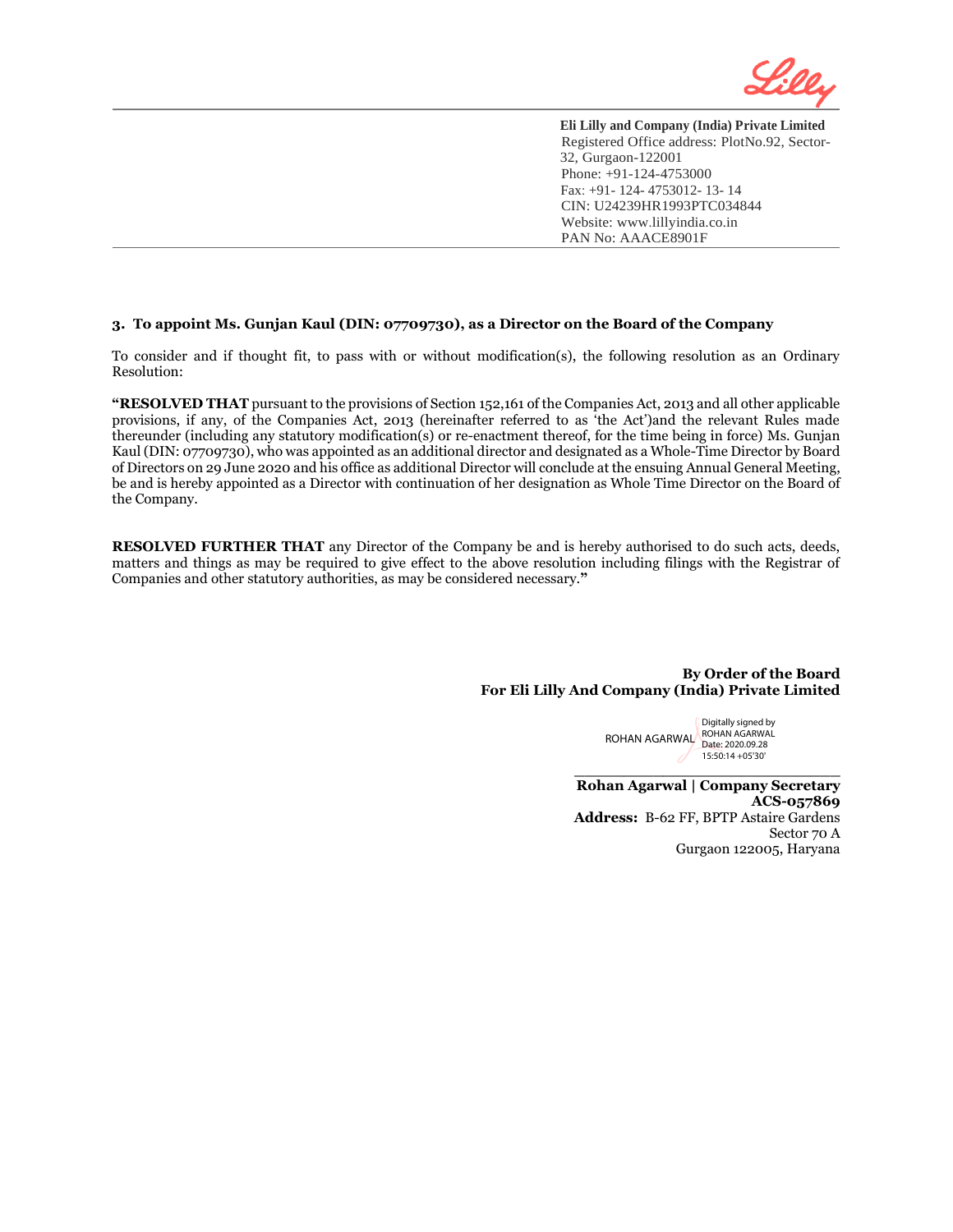**Eli Lilly and Company (India) Private Limited**
Registered Office address: PlotNo.92, Sector-32, Gurgaon-122001
Phone: +91-124-4753000
Fax: +91- 124- 4753012- 13- 14
CIN: U24239HR1993PTC034844
Website: www.lillyindia.co.in
PAN No: AAACE8901F

### 3. To appoint Ms. Gunjan Kaul (DIN: 07709730), as a Director on the Board of the Company

To consider and if thought fit, to pass with or without modification(s), the following resolution as an Ordinary Resolution:

**"RESOLVED THAT** pursuant to the provisions of Section 152,161 of the Companies Act, 2013 and all other applicable provisions, if any, of the Companies Act, 2013 (hereinafter referred to as 'the Act')and the relevant Rules made thereunder (including any statutory modification(s) or re-enactment thereof, for the time being in force) Ms. Gunjan Kaul (DIN: 07709730), who was appointed as an additional director and designated as a Whole-Time Director by Board of Directors on 29 June 2020 and his office as additional Director will conclude at the ensuing Annual General Meeting, be and is hereby appointed as a Director with continuation of her designation as Whole Time Director on the Board of the Company.

**RESOLVED FURTHER THAT** any Director of the Company be and is hereby authorised to do such acts, deeds, matters and things as may be required to give effect to the above resolution including filings with the Registrar of Companies and other statutory authorities, as may be considered necessary."

**By Order of the Board**
**For Eli Lilly And Company (India) Private Limited**

ROHAN AGARWAL
Digitally signed by ROHAN AGARWAL
Date: 2020.09.28 15:50:14 +05'30'

**Rohan Agarwal | Company Secretary**
**ACS-057869**
**Address:** B-62 FF, BPTP Astaire Gardens
Sector 70 A
Gurgaon 122005, Haryana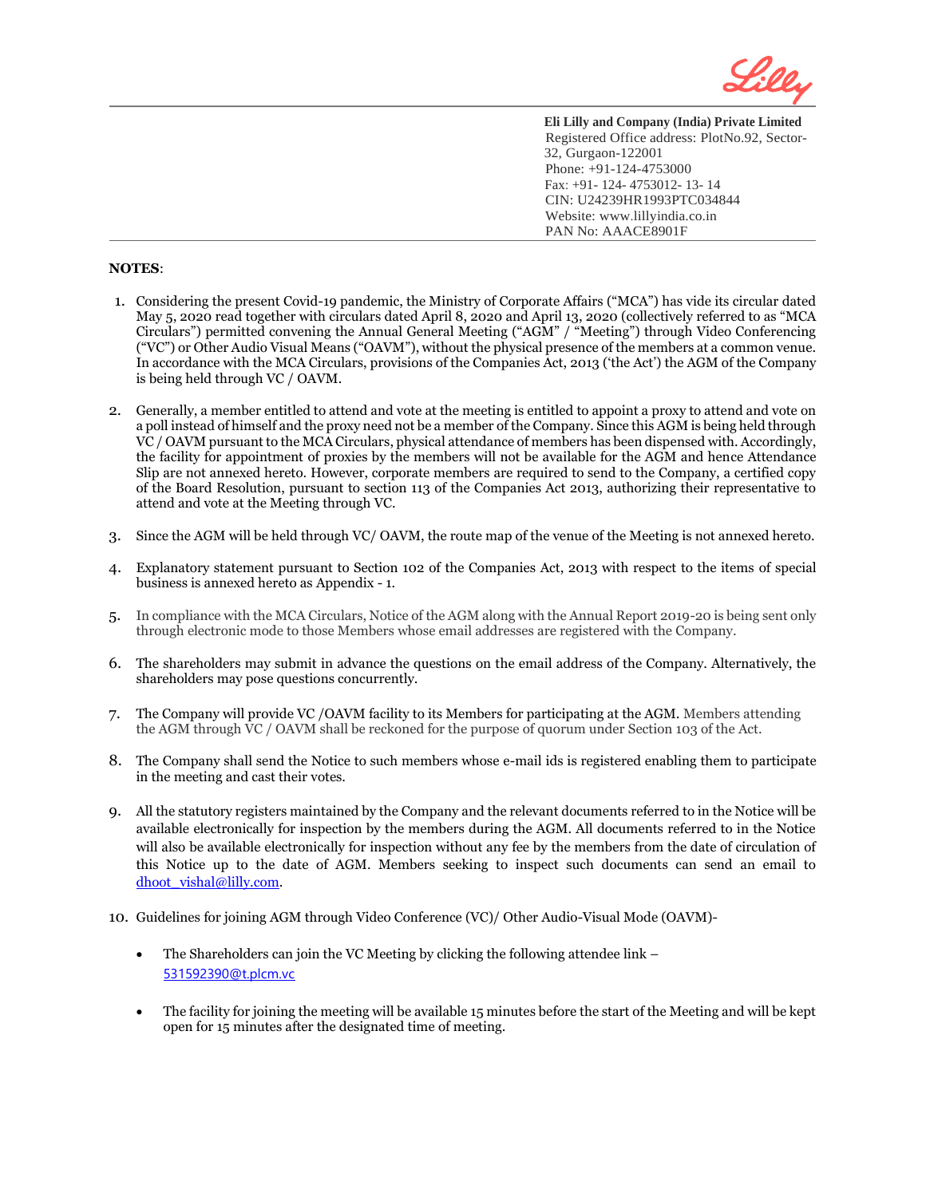Eli Lilly and Company (India) Private Limited
Registered Office address: PlotNo.92, Sector-32, Gurgaon-122001
Phone: +91-124-4753000
Fax: +91- 124- 4753012- 13- 14
CIN: U24239HR1993PTC034844
Website: www.lillyindia.co.in
PAN No: AAACE8901F

**NOTES**:

1. Considering the present Covid-19 pandemic, the Ministry of Corporate Affairs ("MCA") has vide its circular dated May 5, 2020 read together with circulars dated April 8, 2020 and April 13, 2020 (collectively referred to as "MCA Circulars") permitted convening the Annual General Meeting ("AGM" / "Meeting") through Video Conferencing ("VC") or Other Audio Visual Means ("OAVM"), without the physical presence of the members at a common venue. In accordance with the MCA Circulars, provisions of the Companies Act, 2013 ('the Act') the AGM of the Company is being held through VC / OAVM.

2. Generally, a member entitled to attend and vote at the meeting is entitled to appoint a proxy to attend and vote on a poll instead of himself and the proxy need not be a member of the Company. Since this AGM is being held through VC / OAVM pursuant to the MCA Circulars, physical attendance of members has been dispensed with. Accordingly, the facility for appointment of proxies by the members will not be available for the AGM and hence Attendance Slip are not annexed hereto. However, corporate members are required to send to the Company, a certified copy of the Board Resolution, pursuant to section 113 of the Companies Act 2013, authorizing their representative to attend and vote at the Meeting through VC.

3. Since the AGM will be held through VC/ OAVM, the route map of the venue of the Meeting is not annexed hereto.

4. Explanatory statement pursuant to Section 102 of the Companies Act, 2013 with respect to the items of special business is annexed hereto as Appendix - 1.

5. In compliance with the MCA Circulars, Notice of the AGM along with the Annual Report 2019-20 is being sent only through electronic mode to those Members whose email addresses are registered with the Company.

6. The shareholders may submit in advance the questions on the email address of the Company. Alternatively, the shareholders may pose questions concurrently.

7. The Company will provide VC /OAVM facility to its Members for participating at the AGM. Members attending the AGM through VC / OAVM shall be reckoned for the purpose of quorum under Section 103 of the Act.

8. The Company shall send the Notice to such members whose e-mail ids is registered enabling them to participate in the meeting and cast their votes.

9. All the statutory registers maintained by the Company and the relevant documents referred to in the Notice will be available electronically for inspection by the members during the AGM. All documents referred to in the Notice will also be available electronically for inspection without any fee by the members from the date of circulation of this Notice up to the date of AGM. Members seeking to inspect such documents can send an email to dhoot_vishal@lilly.com.

10. Guidelines for joining AGM through Video Conference (VC)/ Other Audio-Visual Mode (OAVM)-

    - The Shareholders can join the VC Meeting by clicking the following attendee link – 531592390@t.plcm.vc

    - The facility for joining the meeting will be available 15 minutes before the start of the Meeting and will be kept open for 15 minutes after the designated time of meeting.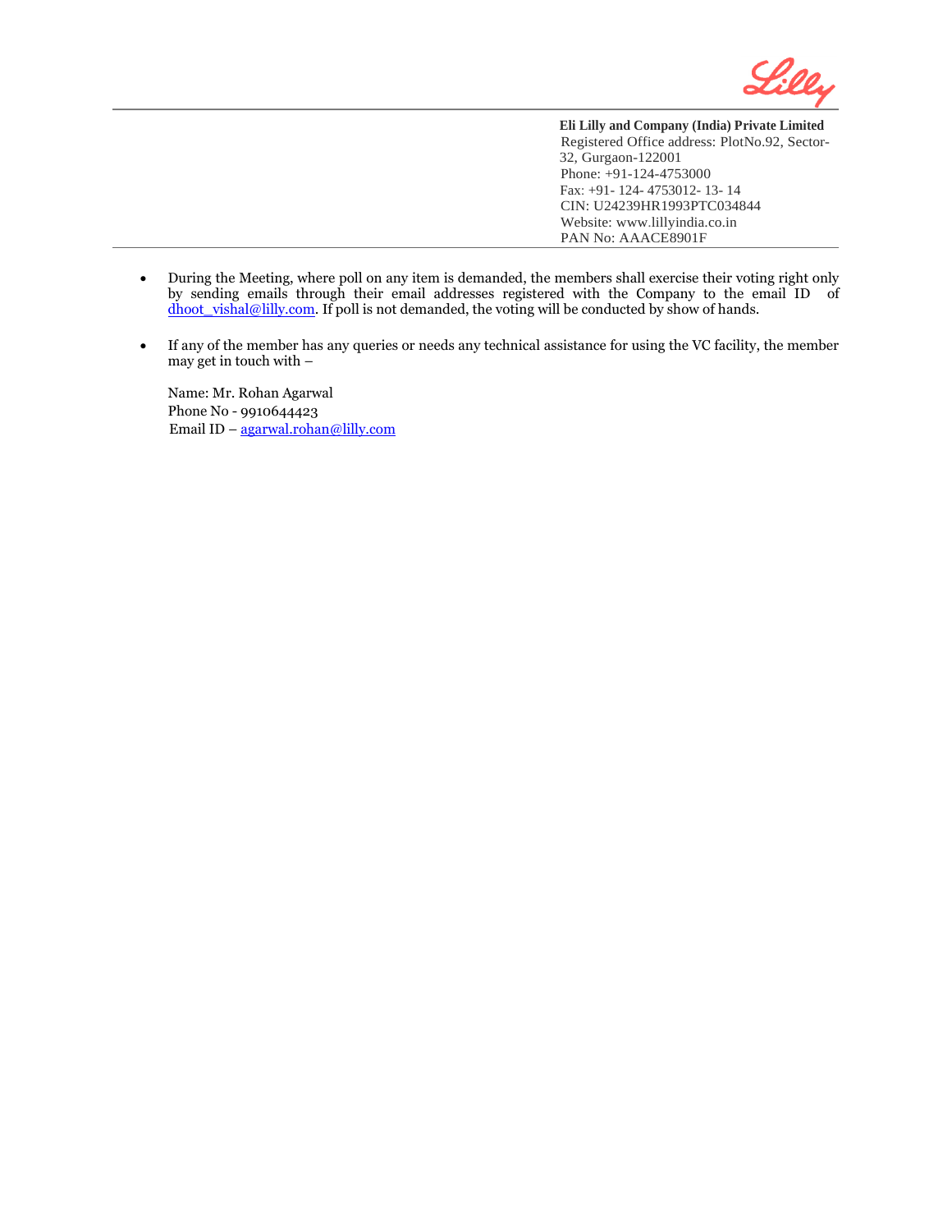- During the Meeting, where poll on any item is demanded, the members shall exercise their voting right only by sending emails through their email addresses registered with the Company to the email ID of dhoot_vishal@lilly.com. If poll is not demanded, the voting will be conducted by show of hands.

- If any of the member has any queries or needs any technical assistance for using the VC facility, the member may get in touch with –

  Name: Mr. Rohan Agarwal
  Phone No - 9910644423
  Email ID – agarwal.rohan@lilly.com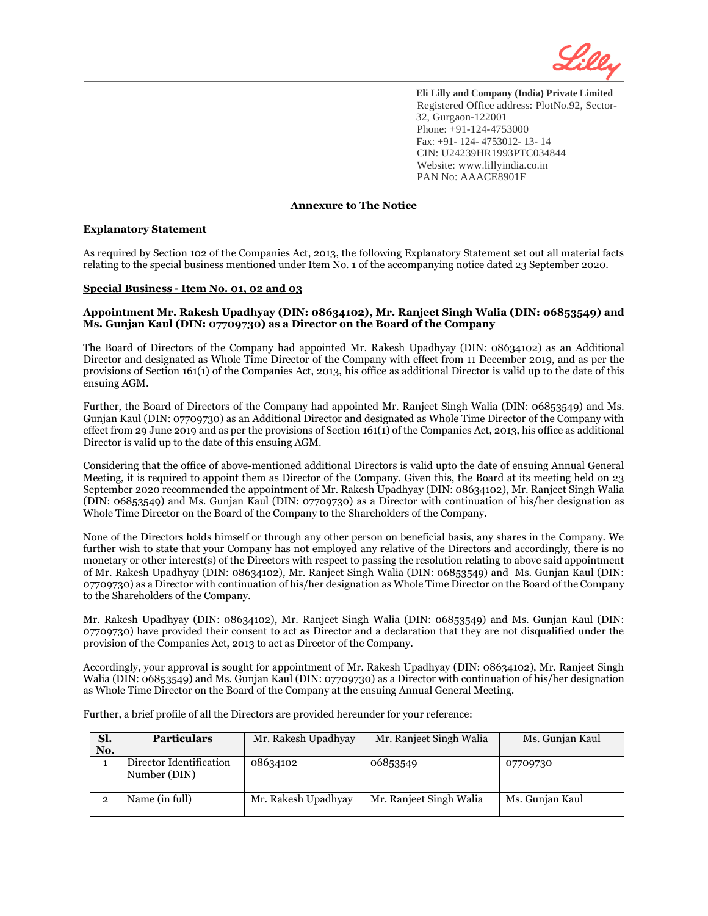**Eli Lilly and Company (India) Private Limited**
Registered Office address: PlotNo.92, Sector-32, Gurgaon-122001
Phone: +91-124-4753000
Fax: +91- 124- 4753012- 13- 14
CIN: U24239HR1993PTC034844
Website: www.lillyindia.co.in
PAN No: AAACE8901F

**Annexure to The Notice**

**Explanatory Statement**

As required by Section 102 of the Companies Act, 2013, the following Explanatory Statement set out all material facts relating to the special business mentioned under Item No. 1 of the accompanying notice dated 23 September 2020.

**Special Business - Item No. 01, 02 and 03**

**Appointment Mr. Rakesh Upadhyay (DIN: 08634102), Mr. Ranjeet Singh Walia (DIN: 06853549) and Ms. Gunjan Kaul (DIN: 07709730) as a Director on the Board of the Company**

The Board of Directors of the Company had appointed Mr. Rakesh Upadhyay (DIN: 08634102) as an Additional Director and designated as Whole Time Director of the Company with effect from 11 December 2019, and as per the provisions of Section 161(1) of the Companies Act, 2013, his office as additional Director is valid up to the date of this ensuing AGM.

Further, the Board of Directors of the Company had appointed Mr. Ranjeet Singh Walia (DIN: 06853549) and Ms. Gunjan Kaul (DIN: 07709730) as an Additional Director and designated as Whole Time Director of the Company with effect from 29 June 2019 and as per the provisions of Section 161(1) of the Companies Act, 2013, his office as additional Director is valid up to the date of this ensuing AGM.

Considering that the office of above-mentioned additional Directors is valid upto the date of ensuing Annual General Meeting, it is required to appoint them as Director of the Company. Given this, the Board at its meeting held on 23 September 2020 recommended the appointment of Mr. Rakesh Upadhyay (DIN: 08634102), Mr. Ranjeet Singh Walia (DIN: 06853549) and Ms. Gunjan Kaul (DIN: 07709730) as a Director with continuation of his/her designation as Whole Time Director on the Board of the Company to the Shareholders of the Company.

None of the Directors holds himself or through any other person on beneficial basis, any shares in the Company. We further wish to state that your Company has not employed any relative of the Directors and accordingly, there is no monetary or other interest(s) of the Directors with respect to passing the resolution relating to above said appointment of Mr. Rakesh Upadhyay (DIN: 08634102), Mr. Ranjeet Singh Walia (DIN: 06853549) and Ms. Gunjan Kaul (DIN: 07709730) as a Director with continuation of his/her designation as Whole Time Director on the Board of the Company to the Shareholders of the Company.

Mr. Rakesh Upadhyay (DIN: 08634102), Mr. Ranjeet Singh Walia (DIN: 06853549) and Ms. Gunjan Kaul (DIN: 07709730) have provided their consent to act as Director and a declaration that they are not disqualified under the provision of the Companies Act, 2013 to act as Director of the Company.

Accordingly, your approval is sought for appointment of Mr. Rakesh Upadhyay (DIN: 08634102), Mr. Ranjeet Singh Walia (DIN: 06853549) and Ms. Gunjan Kaul (DIN: 07709730) as a Director with continuation of his/her designation as Whole Time Director on the Board of the Company at the ensuing Annual General Meeting.

Further, a brief profile of all the Directors are provided hereunder for your reference:

| Sl. No. | Particulars | Mr. Rakesh Upadhyay | Mr. Ranjeet Singh Walia | Ms. Gunjan Kaul |
|---|---|---|---|---|
| 1 | Director Identification Number (DIN) | 08634102 | 06853549 | 07709730 |
| 2 | Name (in full) | Mr. Rakesh Upadhyay | Mr. Ranjeet Singh Walia | Ms. Gunjan Kaul |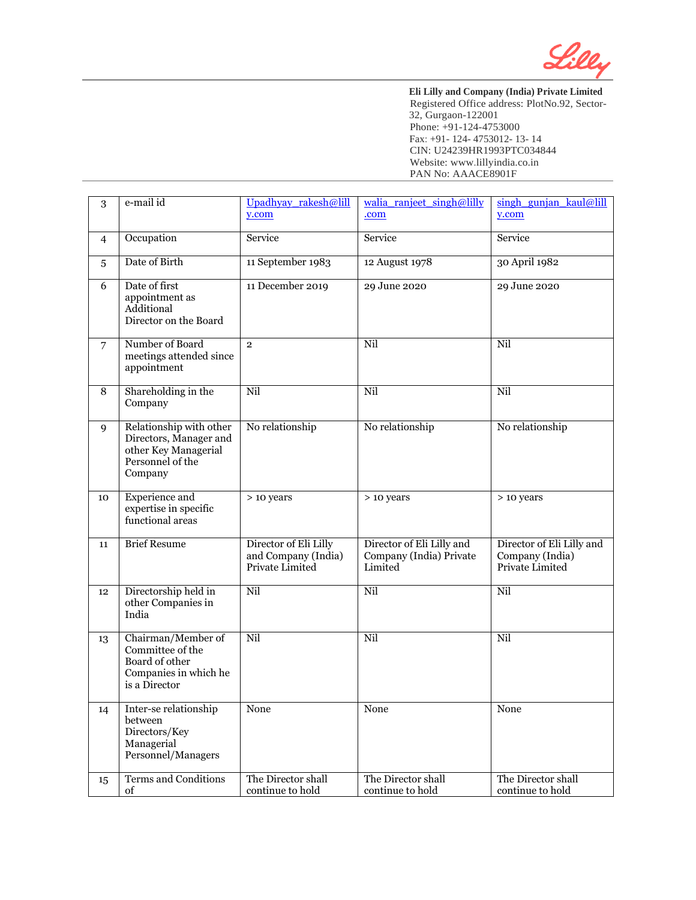**Eli Lilly and Company (India) Private Limited**
Registered Office address: PlotNo.92, Sector-32, Gurgaon-122001
Phone: +91-124-4753000
Fax: +91- 124- 4753012- 13- 14
CIN: U24239HR1993PTC034844
Website: www.lillyindia.co.in
PAN No: AAACE8901F

| 3 | e-mail id | Upadhyay_rakesh@lilly.com | walia_ranjeet_singh@lilly.com | singh_gunjan_kaul@lilly.com |
|---|---|---|---|---|
| 4 | Occupation | Service | Service | Service |
| 5 | Date of Birth | 11 September 1983 | 12 August 1978 | 30 April 1982 |
| 6 | Date of first appointment as Additional Director on the Board | 11 December 2019 | 29 June 2020 | 29 June 2020 |
| 7 | Number of Board meetings attended since appointment | 2 | Nil | Nil |
| 8 | Shareholding in the Company | Nil | Nil | Nil |
| 9 | Relationship with other Directors, Manager and other Key Managerial Personnel of the Company | No relationship | No relationship | No relationship |
| 10 | Experience and expertise in specific functional areas | > 10 years | > 10 years | > 10 years |
| 11 | Brief Resume | Director of Eli Lilly and Company (India) Private Limited | Director of Eli Lilly and Company (India) Private Limited | Director of Eli Lilly and Company (India) Private Limited |
| 12 | Directorship held in other Companies in India | Nil | Nil | Nil |
| 13 | Chairman/Member of Committee of the Board of other Companies in which he is a Director | Nil | Nil | Nil |
| 14 | Inter-se relationship between Directors/Key Managerial Personnel/Managers | None | None | None |
| 15 | Terms and Conditions of | The Director shall continue to hold | The Director shall continue to hold | The Director shall continue to hold |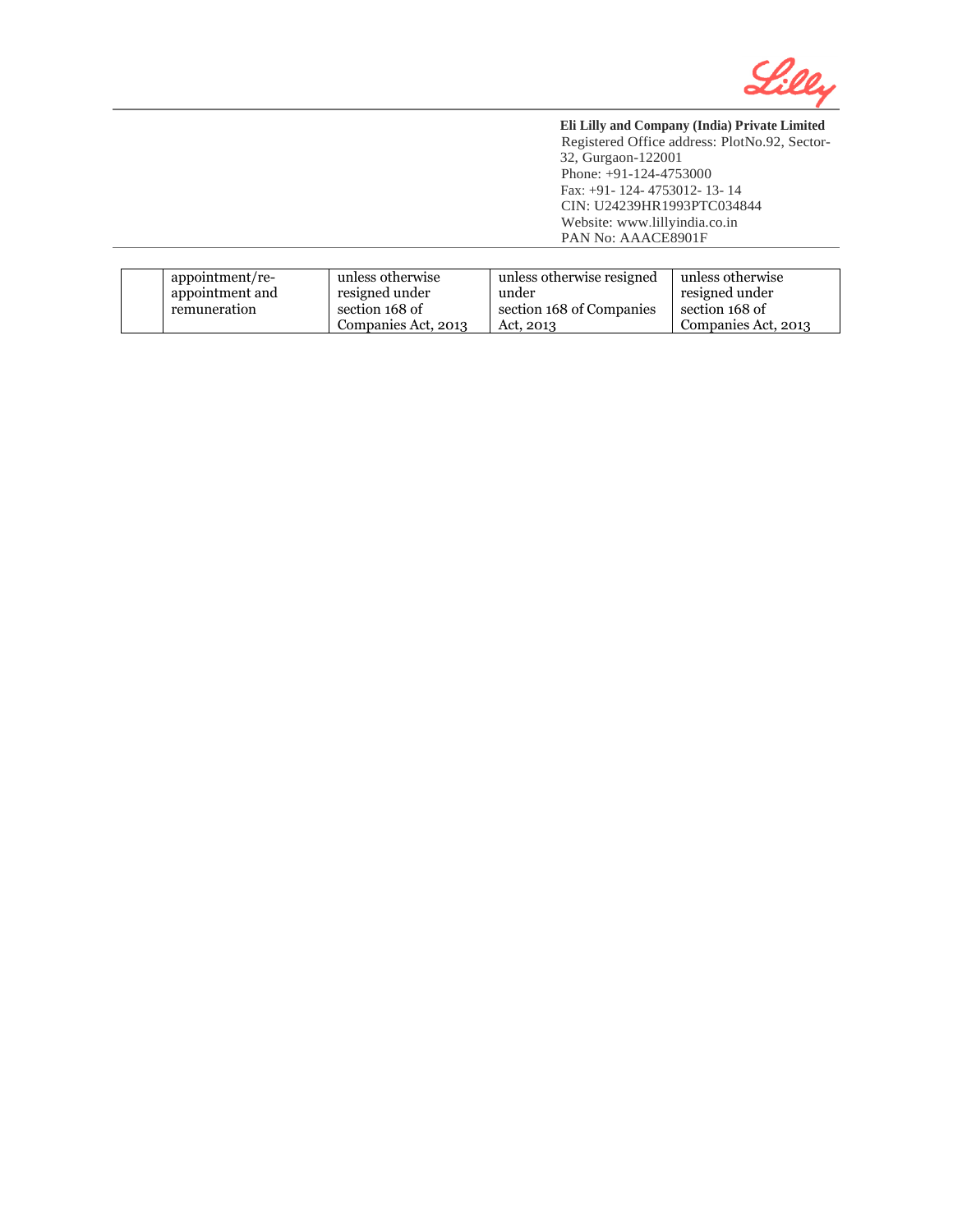| | | | | |
|---|---|---|---|---|
| | appointment/re-appointment and remuneration | unless otherwise resigned under section 168 of Companies Act, 2013 | unless otherwise resigned under section 168 of Companies Act, 2013 | unless otherwise resigned under section 168 of Companies Act, 2013 |